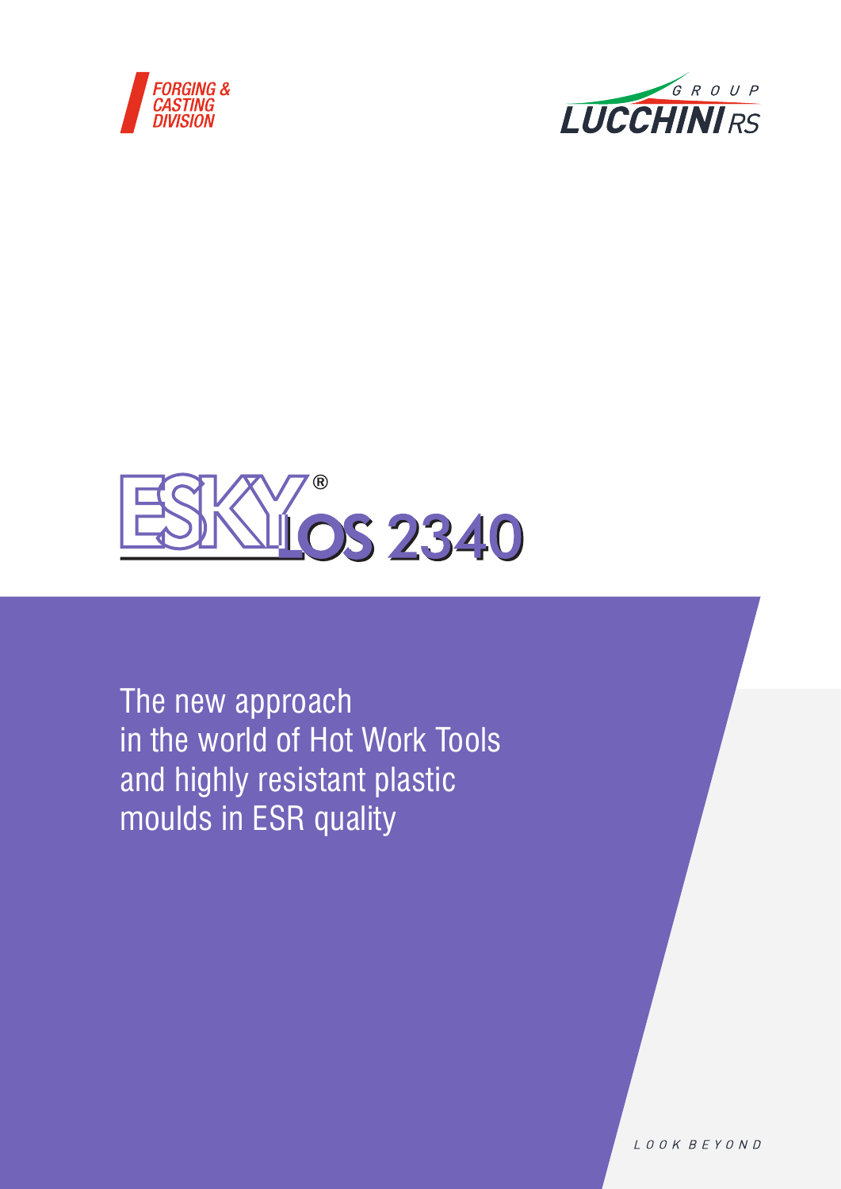FORGING & CASTING DIVISION

GROUP LUCCHINI RS

# ESKYLOS 2340®

The new approach in the world of Hot Work Tools and highly resistant plastic moulds in ESR quality

LOOK BEYOND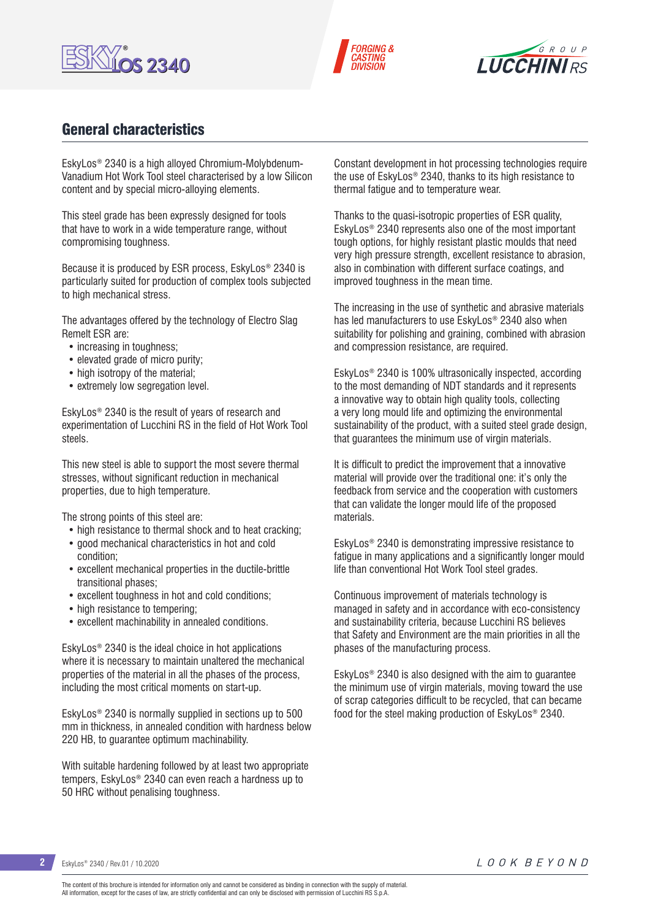## General characteristics

EskyLos® 2340 is a high alloyed Chromium-Molybdenum-Vanadium Hot Work Tool steel characterised by a low Silicon content and by special micro-alloying elements.

This steel grade has been expressly designed for tools that have to work in a wide temperature range, without compromising toughness.

Because it is produced by ESR process, EskyLos® 2340 is particularly suited for production of complex tools subjected to high mechanical stress.

The advantages offered by the technology of Electro Slag Remelt ESR are:

- increasing in toughness;
- elevated grade of micro purity;
- high isotropy of the material;
- extremely low segregation level.

EskyLos® 2340 is the result of years of research and experimentation of Lucchini RS in the field of Hot Work Tool steels.

This new steel is able to support the most severe thermal stresses, without significant reduction in mechanical properties, due to high temperature.

The strong points of this steel are:

- high resistance to thermal shock and to heat cracking;
- good mechanical characteristics in hot and cold condition;
- excellent mechanical properties in the ductile-brittle transitional phases;
- excellent toughness in hot and cold conditions;
- high resistance to tempering;
- excellent machinability in annealed conditions.

EskyLos® 2340 is the ideal choice in hot applications where it is necessary to maintain unaltered the mechanical properties of the material in all the phases of the process, including the most critical moments on start-up.

EskyLos® 2340 is normally supplied in sections up to 500 mm in thickness, in annealed condition with hardness below 220 HB, to guarantee optimum machinability.

With suitable hardening followed by at least two appropriate tempers, EskyLos® 2340 can even reach a hardness up to 50 HRC without penalising toughness.

Constant development in hot processing technologies require the use of EskyLos® 2340, thanks to its high resistance to thermal fatigue and to temperature wear.

Thanks to the quasi-isotropic properties of ESR quality, EskyLos® 2340 represents also one of the most important tough options, for highly resistant plastic moulds that need very high pressure strength, excellent resistance to abrasion, also in combination with different surface coatings, and improved toughness in the mean time.

The increasing in the use of synthetic and abrasive materials has led manufacturers to use EskyLos® 2340 also when suitability for polishing and graining, combined with abrasion and compression resistance, are required.

EskyLos® 2340 is 100% ultrasonically inspected, according to the most demanding of NDT standards and it represents a innovative way to obtain high quality tools, collecting a very long mould life and optimizing the environmental sustainability of the product, with a suited steel grade design, that guarantees the minimum use of virgin materials.

It is difficult to predict the improvement that a innovative material will provide over the traditional one: it's only the feedback from service and the cooperation with customers that can validate the longer mould life of the proposed materials.

EskyLos® 2340 is demonstrating impressive resistance to fatigue in many applications and a significantly longer mould life than conventional Hot Work Tool steel grades.

Continuous improvement of materials technology is managed in safety and in accordance with eco-consistency and sustainability criteria, because Lucchini RS believes that Safety and Environment are the main priorities in all the phases of the manufacturing process.

EskyLos® 2340 is also designed with the aim to guarantee the minimum use of virgin materials, moving toward the use of scrap categories difficult to be recycled, that can became food for the steel making production of EskyLos® 2340.

The content of this brochure is intended for information only and cannot be considered as binding in connection with the supply of material.
All information, except for the cases of law, are strictly confidential and can only be disclosed with permission of Lucchini RS S.p.A.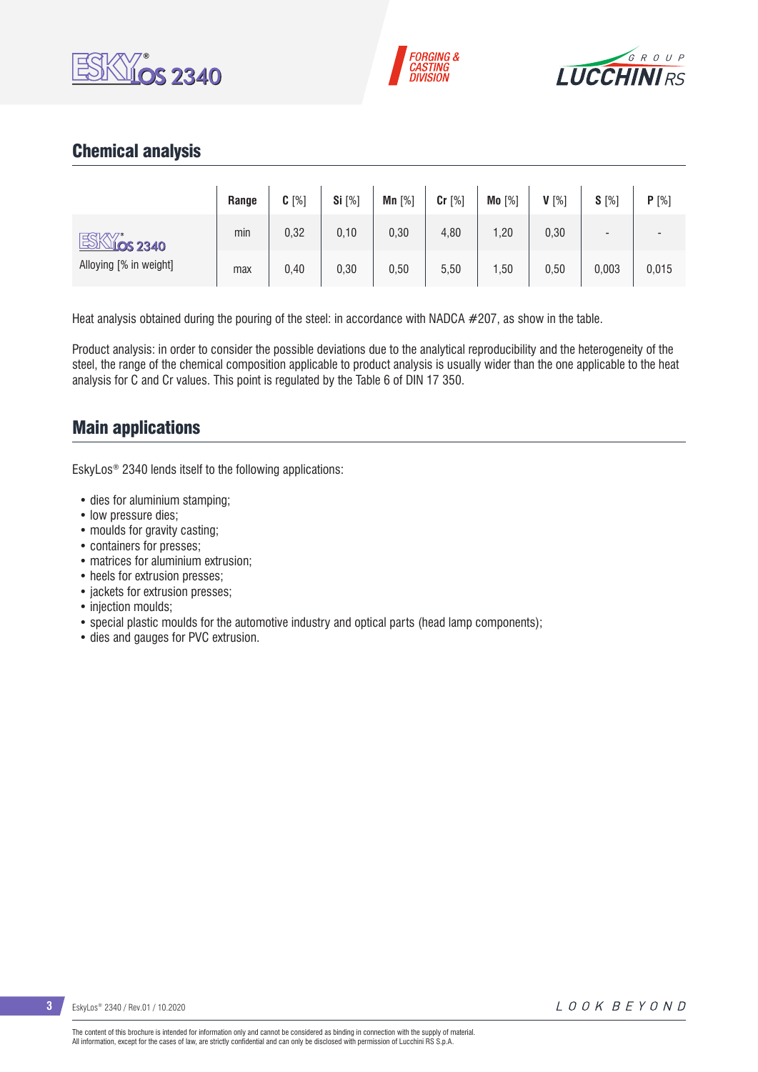## Chemical analysis

| | Range | C [%] | Si [%] | Mn [%] | Cr [%] | Mo [%] | V [%] | S [%] | P [%] |
|---|---|---|---|---|---|---|---|---|---|
| EskyLos 2340 | min | 0,32 | 0,10 | 0,30 | 4,80 | 1,20 | 0,30 | - | - |
| Alloying [% in weight] | max | 0,40 | 0,30 | 0,50 | 5,50 | 1,50 | 0,50 | 0,003 | 0,015 |

Heat analysis obtained during the pouring of the steel: in accordance with NADCA #207, as show in the table.

Product analysis: in order to consider the possible deviations due to the analytical reproducibility and the heterogeneity of the steel, the range of the chemical composition applicable to product analysis is usually wider than the one applicable to the heat analysis for C and Cr values. This point is regulated by the Table 6 of DIN 17 350.

## Main applications

EskyLos® 2340 lends itself to the following applications:

- dies for aluminium stamping;
- low pressure dies;
- moulds for gravity casting;
- containers for presses;
- matrices for aluminium extrusion;
- heels for extrusion presses;
- jackets for extrusion presses;
- injection moulds;
- special plastic moulds for the automotive industry and optical parts (head lamp components);
- dies and gauges for PVC extrusion.

The content of this brochure is intended for information only and cannot be considered as binding in connection with the supply of material.
All information, except for the cases of law, are strictly confidential and can only be disclosed with permission of Lucchini RS S.p.A.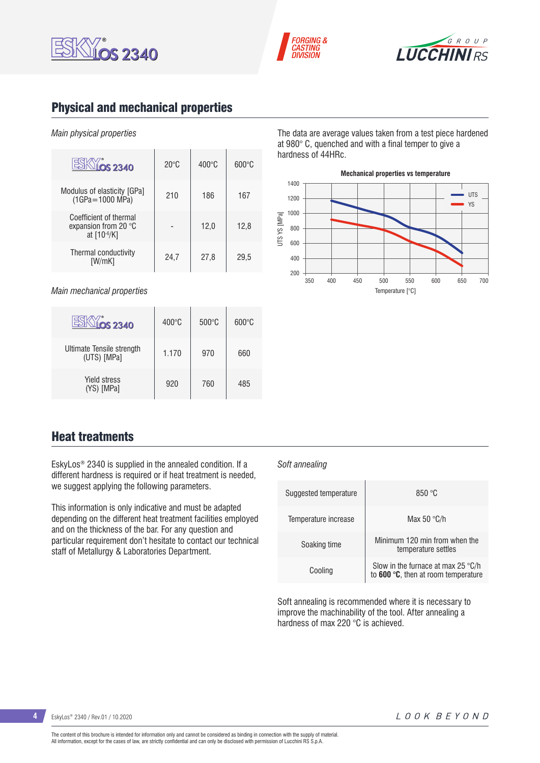## Physical and mechanical properties

*Main physical properties*

| EskyLos 2340 | 20°C | 400°C | 600°C |
|---|---|---|---|
| Modulus of elasticity [GPa] (1GPa=1000 MPa) | 210 | 186 | 167 |
| Coefficient of thermal expansion from 20 °C at [$10^{-6}$/K] | - | 12,0 | 12,8 |
| Thermal conductivity [W/mK] | 24,7 | 27,8 | 29,5 |

*Main mechanical properties*

| EskyLos 2340 | 400°C | 500°C | 600°C |
|---|---|---|---|
| Ultimate Tensile strength (UTS) [MPa] | 1.170 | 970 | 660 |
| Yield stress (YS) [MPa] | 920 | 760 | 485 |

The data are average values taken from a test piece hardened at 980° C, quenched and with a final temper to give a hardness of 44HRc.

**Mechanical properties vs temperature**

## Heat treatments

EskyLos® 2340 is supplied in the annealed condition. If a different hardness is required or if heat treatment is needed, we suggest applying the following parameters.

This information is only indicative and must be adapted depending on the different heat treatment facilities employed and on the thickness of the bar. For any question and particular requirement don't hesitate to contact our technical staff of Metallurgy & Laboratories Department.

*Soft annealing*

| | |
|---|---|
| Suggested temperature | 850 °C |
| Temperature increase | Max 50 °C/h |
| Soaking time | Minimum 120 min from when the temperature settles |
| Cooling | Slow in the furnace at max 25 °C/h to **600 °C**, then at room temperature |

Soft annealing is recommended where it is necessary to improve the machinability of the tool. After annealing a hardness of max 220 °C is achieved.

The content of this brochure is intended for information only and cannot be considered as binding in connection with the supply of material.
All information, except for the cases of law, are strictly confidential and can only be disclosed with permission of Lucchini RS S.p.A.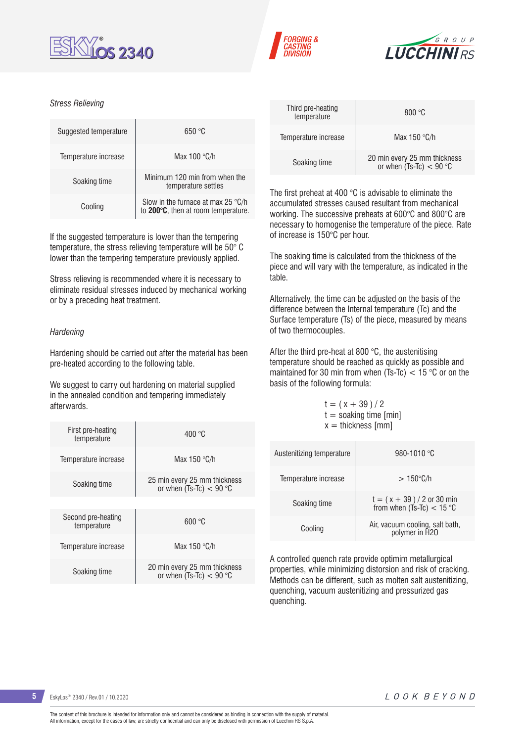*Stress Relieving*

| | |
|---|---|
| Suggested temperature | 650 °C |
| Temperature increase | Max 100 °C/h |
| Soaking time | Minimum 120 min from when the temperature settles |
| Cooling | Slow in the furnace at max 25 °C/h to **200°C**, then at room temperature. |

If the suggested temperature is lower than the tempering temperature, the stress relieving temperature will be 50° C lower than the tempering temperature previously applied.

Stress relieving is recommended where it is necessary to eliminate residual stresses induced by mechanical working or by a preceding heat treatment.

*Hardening*

Hardening should be carried out after the material has been pre-heated according to the following table.

We suggest to carry out hardening on material supplied in the annealed condition and tempering immediately afterwards.

| | |
|---|---|
| First pre-heating temperature | 400 °C |
| Temperature increase | Max 150 °C/h |
| Soaking time | 25 min every 25 mm thickness or when (Ts-Tc) < 90 °C |

| | |
|---|---|
| Second pre-heating temperature | 600 °C |
| Temperature increase | Max 150 °C/h |
| Soaking time | 20 min every 25 mm thickness or when (Ts-Tc) < 90 °C |

| | |
|---|---|
| Third pre-heating temperature | 800 °C |
| Temperature increase | Max 150 °C/h |
| Soaking time | 20 min every 25 mm thickness or when (Ts-Tc) < 90 °C |

The first preheat at 400 °C is advisable to eliminate the accumulated stresses caused resultant from mechanical working. The successive preheats at 600°C and 800°C are necessary to homogenise the temperature of the piece. Rate of increase is 150°C per hour.

The soaking time is calculated from the thickness of the piece and will vary with the temperature, as indicated in the table.

Alternatively, the time can be adjusted on the basis of the difference between the Internal temperature (Tc) and the Surface temperature (Ts) of the piece, measured by means of two thermocouples.

After the third pre-heat at 800 °C, the austenitising temperature should be reached as quickly as possible and maintained for 30 min from when (Ts-Tc) < 15 °C or on the basis of the following formula:

$$t = (x + 39) / 2$$

t = soaking time [min]
x = thickness [mm]

| | |
|---|---|
| Austenitizing temperature | 980-1010 °C |
| Temperature increase | > 150°C/h |
| Soaking time | t = ( x + 39 ) / 2 or 30 min from when (Ts-Tc) < 15 °C |
| Cooling | Air, vacuum cooling, salt bath, polymer in H2O |

A controlled quench rate provide optimim metallurgical properties, while minimizing distorsion and risk of cracking. Methods can be different, such as molten salt austenitizing, quenching, vacuum austenitizing and pressurized gas quenching.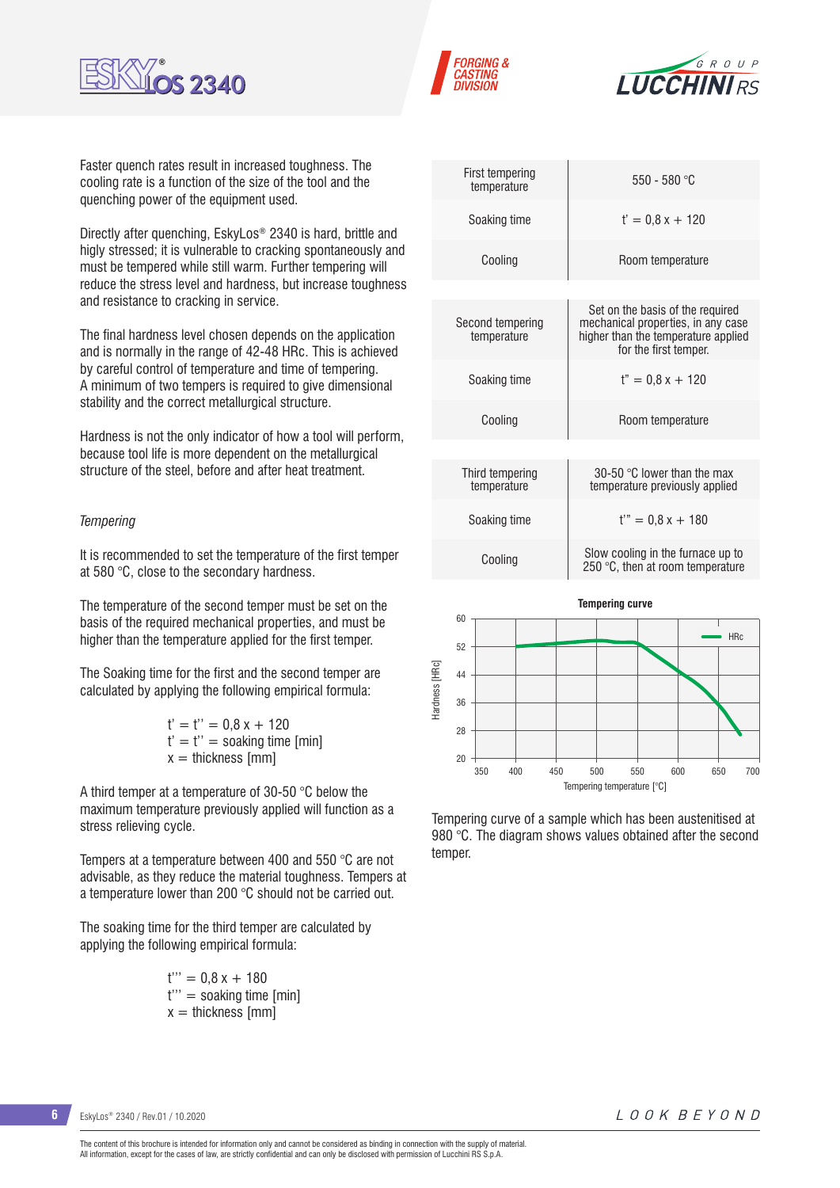Faster quench rates result in increased toughness. The cooling rate is a function of the size of the tool and the quenching power of the equipment used.

Directly after quenching, EskyLos® 2340 is hard, brittle and higly stressed; it is vulnerable to cracking spontaneously and must be tempered while still warm. Further tempering will reduce the stress level and hardness, but increase toughness and resistance to cracking in service.

The final hardness level chosen depends on the application and is normally in the range of 42-48 HRc. This is achieved by careful control of temperature and time of tempering. A minimum of two tempers is required to give dimensional stability and the correct metallurgical structure.

Hardness is not the only indicator of how a tool will perform, because tool life is more dependent on the metallurgical structure of the steel, before and after heat treatment.

*Tempering*

It is recommended to set the temperature of the first temper at 580 °C, close to the secondary hardness.

The temperature of the second temper must be set on the basis of the required mechanical properties, and must be higher than the temperature applied for the first temper.

The Soaking time for the first and the second temper are calculated by applying the following empirical formula:

$t' = t'' = 0{,}8\,x + 120$
$t' = t''$ = soaking time [min]
$x$ = thickness [mm]

A third temper at a temperature of 30-50 °C below the maximum temperature previously applied will function as a stress relieving cycle.

Tempers at a temperature between 400 and 550 °C are not advisable, as they reduce the material toughness. Tempers at a temperature lower than 200 °C should not be carried out.

The soaking time for the third temper are calculated by applying the following empirical formula:

$t''' = 0{,}8\,x + 180$
$t'''$ = soaking time [min]
$x$ = thickness [mm]

| | |
|---|---|
| First tempering temperature | 550 - 580 °C |
| Soaking time | $t' = 0{,}8\,x + 120$ |
| Cooling | Room temperature |

| | |
|---|---|
| Second tempering temperature | Set on the basis of the required mechanical properties, in any case higher than the temperature applied for the first temper. |
| Soaking time | $t'' = 0{,}8\,x + 120$ |
| Cooling | Room temperature |

| | |
|---|---|
| Third tempering temperature | 30-50 °C lower than the max temperature previously applied |
| Soaking time | $t''' = 0{,}8\,x + 180$ |
| Cooling | Slow cooling in the furnace up to 250 °C, then at room temperature |

**Tempering curve**

Tempering curve of a sample which has been austenitised at 980 °C. The diagram shows values obtained after the second temper.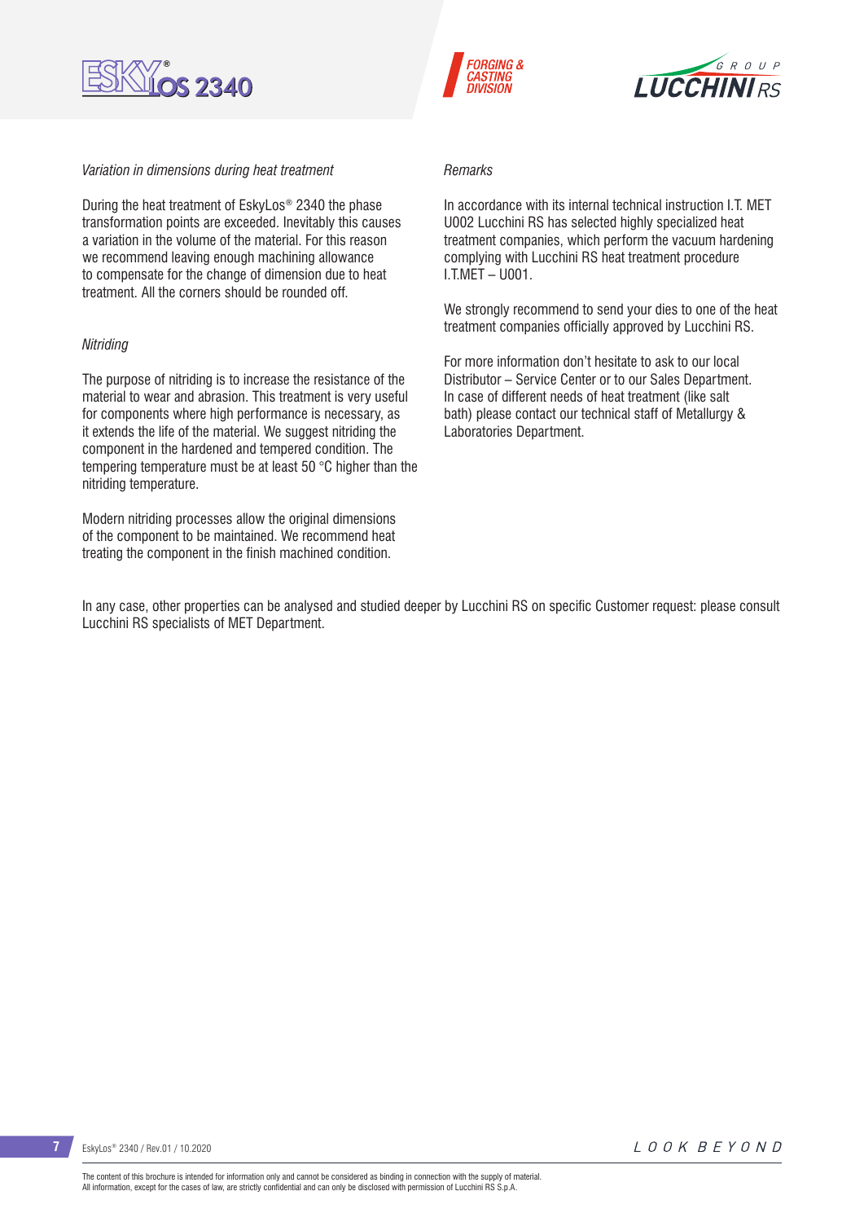*Variation in dimensions during heat treatment*

During the heat treatment of EskyLos® 2340 the phase transformation points are exceeded. Inevitably this causes a variation in the volume of the material. For this reason we recommend leaving enough machining allowance to compensate for the change of dimension due to heat treatment. All the corners should be rounded off.

*Nitriding*

The purpose of nitriding is to increase the resistance of the material to wear and abrasion. This treatment is very useful for components where high performance is necessary, as it extends the life of the material. We suggest nitriding the component in the hardened and tempered condition. The tempering temperature must be at least 50 °C higher than the nitriding temperature.

Modern nitriding processes allow the original dimensions of the component to be maintained. We recommend heat treating the component in the finish machined condition.

*Remarks*

In accordance with its internal technical instruction I.T. MET U002 Lucchini RS has selected highly specialized heat treatment companies, which perform the vacuum hardening complying with Lucchini RS heat treatment procedure I.T.MET – U001.

We strongly recommend to send your dies to one of the heat treatment companies officially approved by Lucchini RS.

For more information don't hesitate to ask to our local Distributor – Service Center or to our Sales Department. In case of different needs of heat treatment (like salt bath) please contact our technical staff of Metallurgy & Laboratories Department.

In any case, other properties can be analysed and studied deeper by Lucchini RS on specific Customer request: please consult Lucchini RS specialists of MET Department.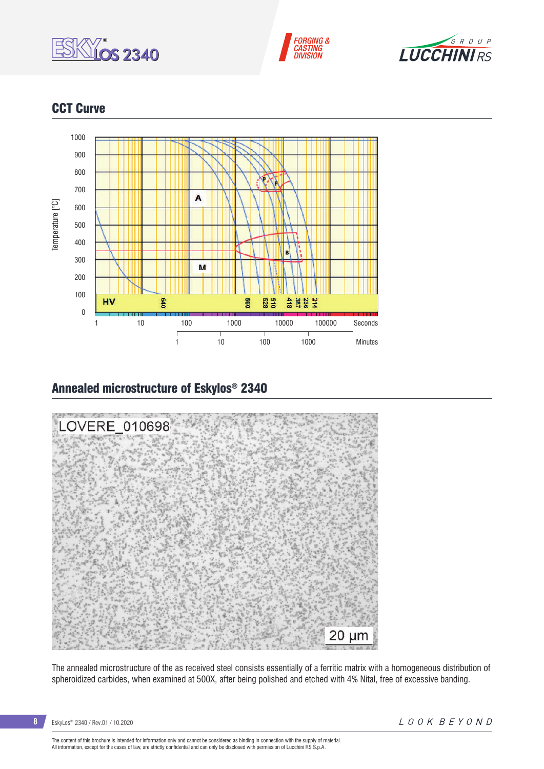## CCT Curve

## Annealed microstructure of Eskylos® 2340

The annealed microstructure of the as received steel consists essentially of a ferritic matrix with a homogeneous distribution of spheroidized carbides, when examined at 500X, after being polished and etched with 4% Nital, free of excessive banding.

The content of this brochure is intended for information only and cannot be considered as binding in connection with the supply of material.
All information, except for the cases of law, are strictly confidential and can only be disclosed with permission of Lucchini RS S.p.A.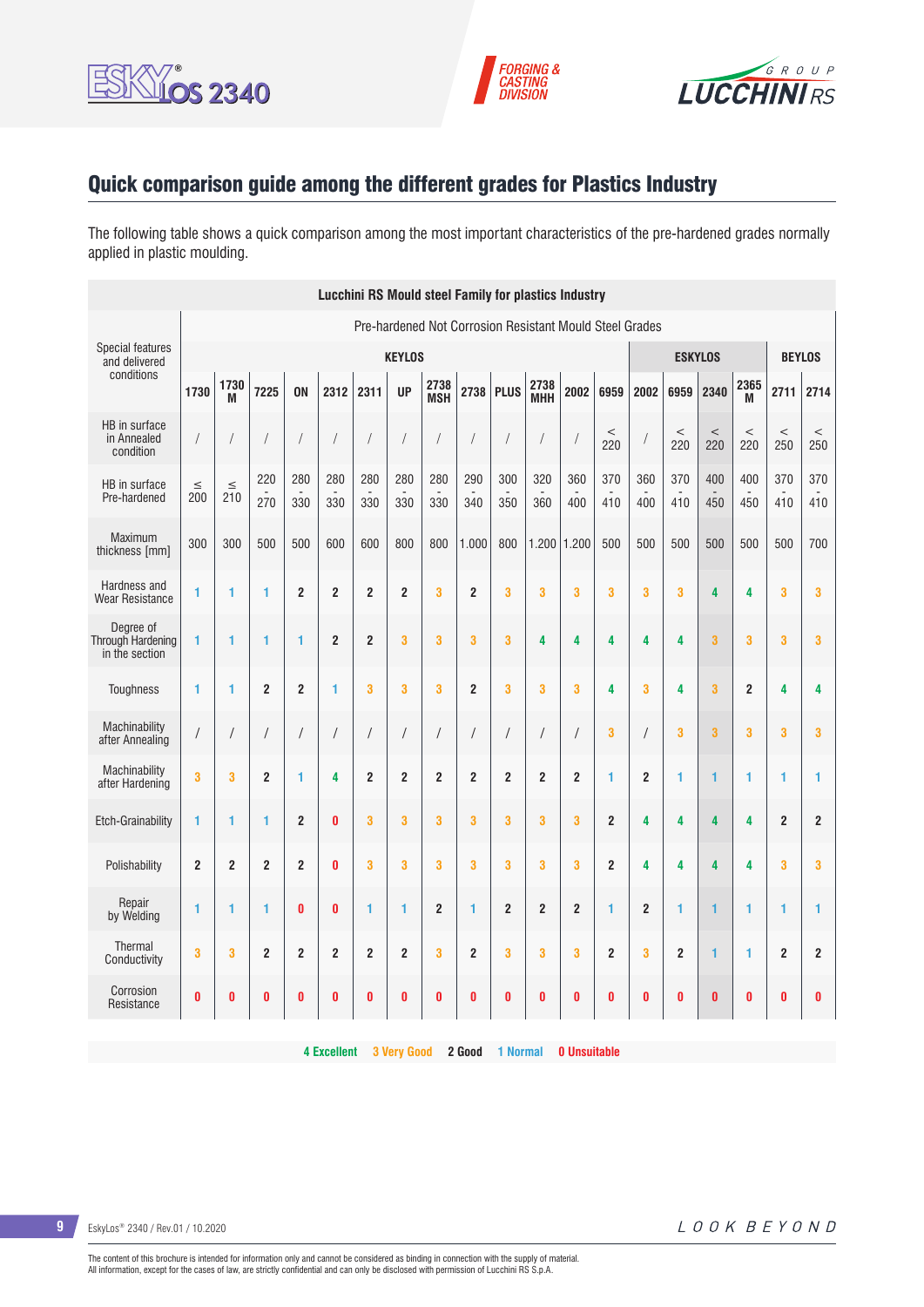## Quick comparison guide among the different grades for Plastics Industry

The following table shows a quick comparison among the most important characteristics of the pre-hardened grades normally applied in plastic moulding.

| Lucchini RS Mould steel Family for plastics Industry | | | | | | | | | | | | | | | | | | | |
|---|---|---|---|---|---|---|---|---|---|---|---|---|---|---|---|---|---|---|---|
| Special features and delivered conditions | Pre-hardened Not Corrosion Resistant Mould Steel Grades | | | | | | | | | | | | | | | | | | |
| | KEYLOS | | | | | | | | | | | | | ESKYLOS | | | | BEYLOS | |
| | 1730 | 1730 M | 7225 | ON | 2312 | 2311 | UP | 2738 MSH | 2738 | PLUS | 2738 MHH | 2002 | 6959 | 2002 | 6959 | 2340 | 2365 M | 2711 | 2714 |
| HB in surface in Annealed condition | / | / | / | / | / | / | / | / | / | / | / | / | < 220 | / | < 220 | < 220 | < 220 | < 250 | < 250 |
| HB in surface Pre-hardened | ≤ 200 | ≤ 210 | 220 - 270 | 280 - 330 | 280 - 330 | 280 - 330 | 280 - 330 | 280 - 330 | 290 - 340 | 300 - 350 | 320 - 360 | 360 - 400 | 370 - 410 | 360 - 400 | 370 - 410 | 400 - 450 | 400 - 450 | 370 - 410 | 370 - 410 |
| Maximum thickness [mm] | 300 | 300 | 500 | 500 | 600 | 600 | 800 | 800 | 1.000 | 800 | 1.200 | 1.200 | 500 | 500 | 500 | 500 | 500 | 500 | 700 |
| Hardness and Wear Resistance | 1 | 1 | 1 | 2 | 2 | 2 | 2 | 3 | 2 | 3 | 3 | 3 | 3 | 3 | 3 | 4 | 4 | 3 | 3 |
| Degree of Through Hardening in the section | 1 | 1 | 1 | 1 | 2 | 2 | 3 | 3 | 3 | 3 | 4 | 4 | 4 | 4 | 4 | 3 | 3 | 3 | 3 |
| Toughness | 1 | 1 | 2 | 2 | 1 | 3 | 3 | 3 | 2 | 3 | 3 | 3 | 4 | 3 | 4 | 3 | 2 | 4 | 4 |
| Machinability after Annealing | / | / | / | / | / | / | / | / | / | / | / | / | 3 | / | 3 | 3 | 3 | 3 | 3 |
| Machinability after Hardening | 3 | 3 | 2 | 1 | 4 | 2 | 2 | 2 | 2 | 2 | 2 | 2 | 1 | 2 | 1 | 1 | 1 | 1 | 1 |
| Etch-Grainability | 1 | 1 | 1 | 2 | 0 | 3 | 3 | 3 | 3 | 3 | 3 | 3 | 2 | 4 | 4 | 4 | 4 | 2 | 2 |
| Polishability | 2 | 2 | 2 | 2 | 0 | 3 | 3 | 3 | 3 | 3 | 3 | 3 | 2 | 4 | 4 | 4 | 4 | 3 | 3 |
| Repair by Welding | 1 | 1 | 1 | 0 | 0 | 1 | 1 | 2 | 1 | 2 | 2 | 2 | 1 | 2 | 1 | 1 | 1 | 1 | 1 |
| Thermal Conductivity | 3 | 3 | 2 | 2 | 2 | 2 | 2 | 3 | 2 | 3 | 3 | 3 | 2 | 3 | 2 | 1 | 1 | 2 | 2 |
| Corrosion Resistance | 0 | 0 | 0 | 0 | 0 | 0 | 0 | 0 | 0 | 0 | 0 | 0 | 0 | 0 | 0 | 0 | 0 | 0 | 0 |

**4 Excellent** **3 Very Good** **2 Good** **1 Normal** **0 Unsuitable**

EskyLos® 2340 / Rev.01 / 10.2020

The content of this brochure is intended for information only and cannot be considered as binding in connection with the supply of material.
All information, except for the cases of law, are strictly confidential and can only be disclosed with permission of Lucchini RS S.p.A.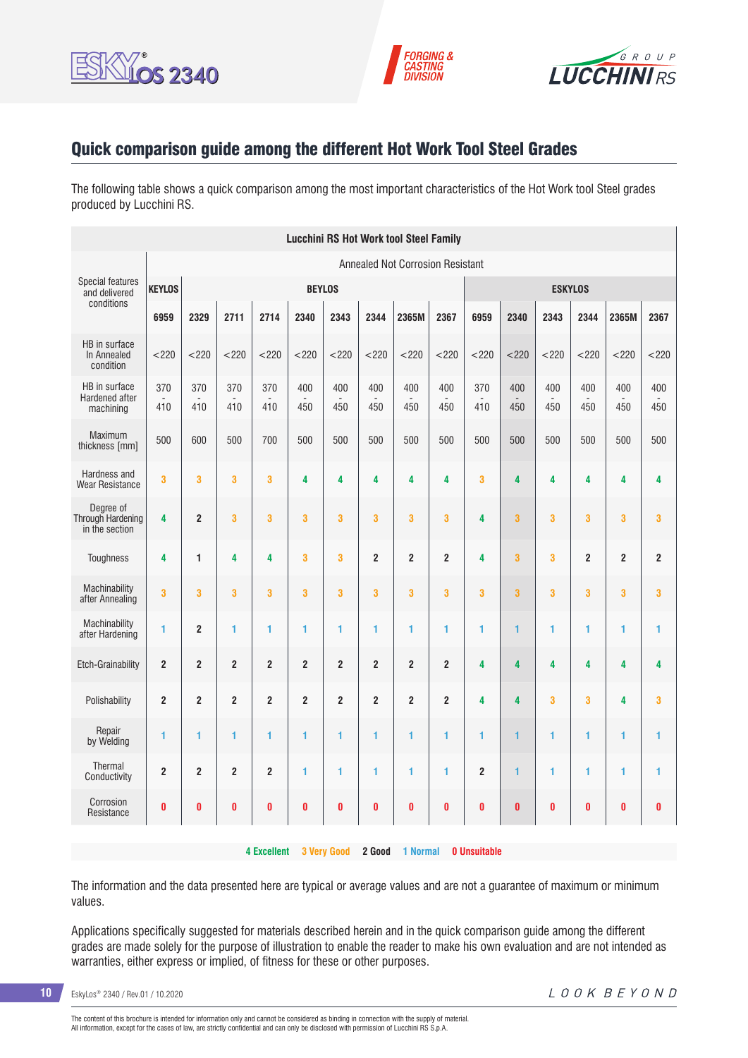## Quick comparison guide among the different Hot Work Tool Steel Grades

The following table shows a quick comparison among the most important characteristics of the Hot Work tool Steel grades produced by Lucchini RS.

| Lucchini RS Hot Work tool Steel Family | | | | | | | | | | | | | | | | |
|---|---|---|---|---|---|---|---|---|---|---|---|---|---|---|---|---|
| Special features and delivered conditions | Annealed Not Corrosion Resistant | | | | | | | | | | | | | | | |
| | KEYLOS | BEYLOS | | | | | | | | | ESKYLOS | | | | | |
| | 6959 | 2329 | 2711 | 2714 | 2340 | 2343 | 2344 | 2365M | 2367 | 6959 | 2340 | 2343 | 2344 | 2365M | 2367 | |
| HB in surface In Annealed condition | <220 | <220 | <220 | <220 | <220 | <220 | <220 | <220 | <220 | <220 | <220 | <220 | <220 | <220 | <220 | |
| HB in surface Hardened after machining | 370 - 410 | 370 - 410 | 370 - 410 | 370 - 410 | 400 - 450 | 400 - 450 | 400 - 450 | 400 - 450 | 400 - 450 | 370 - 410 | 400 - 450 | 400 - 450 | 400 - 450 | 400 - 450 | 400 - 450 | |
| Maximum thickness [mm] | 500 | 600 | 500 | 700 | 500 | 500 | 500 | 500 | 500 | 500 | 500 | 500 | 500 | 500 | 500 | |
| Hardness and Wear Resistance | 3 | 3 | 3 | 3 | 4 | 4 | 4 | 4 | 4 | 3 | 4 | 4 | 4 | 4 | 4 | |
| Degree of Through Hardening in the section | 4 | 2 | 3 | 3 | 3 | 3 | 3 | 3 | 3 | 4 | 3 | 3 | 3 | 3 | 3 | |
| Toughness | 4 | 1 | 4 | 4 | 3 | 3 | 2 | 2 | 2 | 4 | 3 | 3 | 2 | 2 | 2 | |
| Machinability after Annealing | 3 | 3 | 3 | 3 | 3 | 3 | 3 | 3 | 3 | 3 | 3 | 3 | 3 | 3 | 3 | |
| Machinability after Hardening | 1 | 2 | 1 | 1 | 1 | 1 | 1 | 1 | 1 | 1 | 1 | 1 | 1 | 1 | 1 | |
| Etch-Grainability | 2 | 2 | 2 | 2 | 2 | 2 | 2 | 2 | 2 | 4 | 4 | 4 | 4 | 4 | 4 | |
| Polishability | 2 | 2 | 2 | 2 | 2 | 2 | 2 | 2 | 2 | 4 | 4 | 3 | 3 | 4 | 3 | |
| Repair by Welding | 1 | 1 | 1 | 1 | 1 | 1 | 1 | 1 | 1 | 1 | 1 | 1 | 1 | 1 | 1 | |
| Thermal Conductivity | 2 | 2 | 2 | 2 | 1 | 1 | 1 | 1 | 1 | 2 | 1 | 1 | 1 | 1 | 1 | |
| Corrosion Resistance | 0 | 0 | 0 | 0 | 0 | 0 | 0 | 0 | 0 | 0 | 0 | 0 | 0 | 0 | 0 | |

**4 Excellent** **3 Very Good** **2 Good** **1 Normal** **0 Unsuitable**

The information and the data presented here are typical or average values and are not a guarantee of maximum or minimum values.

Applications specifically suggested for materials described herein and in the quick comparison guide among the different grades are made solely for the purpose of illustration to enable the reader to make his own evaluation and are not intended as warranties, either express or implied, of fitness for these or other purposes.

The content of this brochure is intended for information only and cannot be considered as binding in connection with the supply of material.
All information, except for the cases of law, are strictly confidential and can only be disclosed with permission of Lucchini RS S.p.A.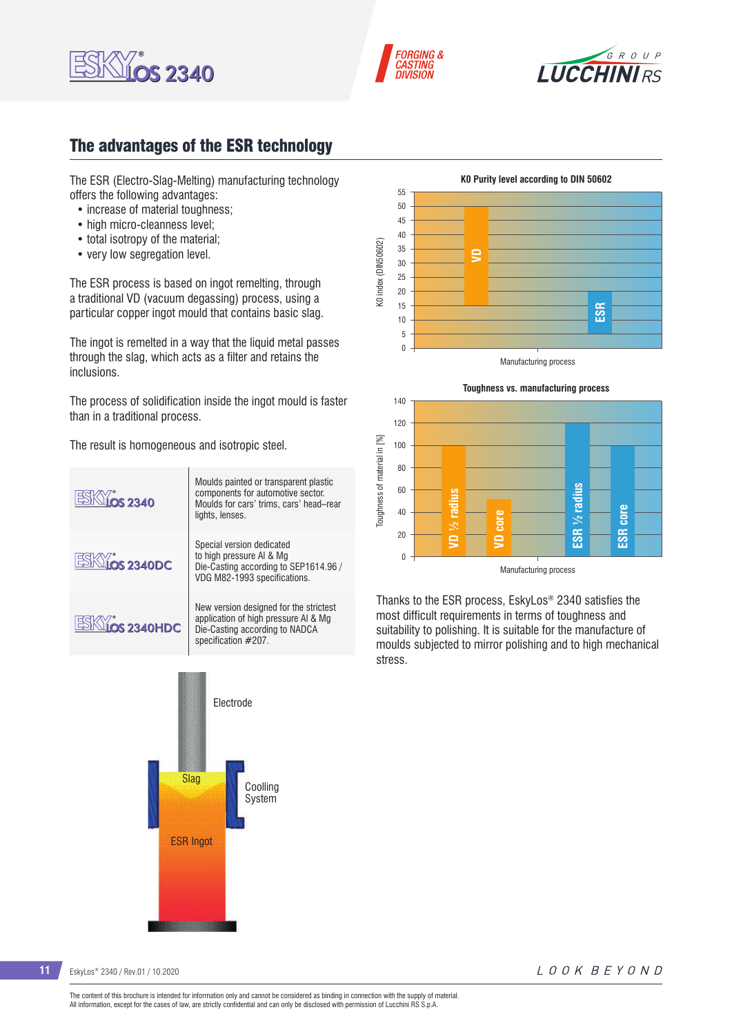## The advantages of the ESR technology

The ESR (Electro-Slag-Melting) manufacturing technology offers the following advantages:

- increase of material toughness;
- high micro-cleanness level;
- total isotropy of the material;
- very low segregation level.

The ESR process is based on ingot remelting, through a traditional VD (vacuum degassing) process, using a particular copper ingot mould that contains basic slag.

The ingot is remelted in a way that the liquid metal passes through the slag, which acts as a filter and retains the inclusions.

The process of solidification inside the ingot mould is faster than in a traditional process.

The result is homogeneous and isotropic steel.

| | |
|---|---|
| ESKYLOS® 2340 | Moulds painted or transparent plastic components for automotive sector. Moulds for cars' trims, cars' head–rear lights, lenses. |
| ESKYLOS® 2340DC | Special version dedicated to high pressure Al & Mg Die-Casting according to SEP1614.96 / VDG M82-1993 specifications. |
| ESKYLOS® 2340HDC | New version designed for the strictest application of high pressure Al & Mg Die-Casting according to NADCA specification #207. |

Electrode

Slag

Coolling System

ESR Ingot

**K0 Purity level according to DIN 50602**

K0 index (DIN50602) vs. Manufacturing process: VD ≈ 50, ESR ≈ 20

**Toughness vs. manufacturing process**

Toughness of material in [%] vs. Manufacturing process: VD ½ radius ≈ 100, VD core ≈ 52, ESR ½ radius ≈ 120, ESR core ≈ 100

Thanks to the ESR process, EskyLos® 2340 satisfies the most difficult requirements in terms of toughness and suitability to polishing. It is suitable for the manufacture of moulds subjected to mirror polishing and to high mechanical stress.

The content of this brochure is intended for information only and cannot be considered as binding in connection with the supply of material.
All information, except for the cases of law, are strictly confidential and can only be disclosed with permission of Lucchini RS S.p.A.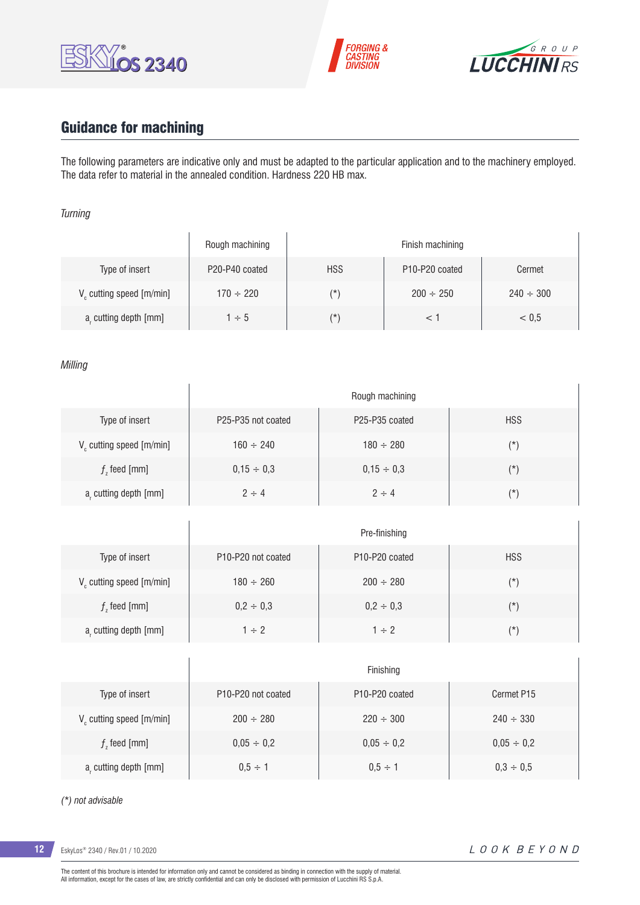## Guidance for machining

The following parameters are indicative only and must be adapted to the particular application and to the machinery employed. The data refer to material in the annealed condition. Hardness 220 HB max.

*Turning*

| | Rough machining | Finish machining | | |
|---|---|---|---|---|
| Type of insert | P20-P40 coated | HSS | P10-P20 coated | Cermet |
| $V_c$ cutting speed [m/min] | 170 ÷ 220 | (*) | 200 ÷ 250 | 240 ÷ 300 |
| $a_r$ cutting depth [mm] | 1 ÷ 5 | (*) | < 1 | < 0,5 |

*Milling*

| | Rough machining | | |
|---|---|---|---|
| Type of insert | P25-P35 not coated | P25-P35 coated | HSS |
| $V_c$ cutting speed [m/min] | 160 ÷ 240 | 180 ÷ 280 | (*) |
| $f_z$ feed [mm] | 0,15 ÷ 0,3 | 0,15 ÷ 0,3 | (*) |
| $a_r$ cutting depth [mm] | 2 ÷ 4 | 2 ÷ 4 | (*) |

| | Pre-finishing | | |
|---|---|---|---|
| Type of insert | P10-P20 not coated | P10-P20 coated | HSS |
| $V_c$ cutting speed [m/min] | 180 ÷ 260 | 200 ÷ 280 | (*) |
| $f_z$ feed [mm] | 0,2 ÷ 0,3 | 0,2 ÷ 0,3 | (*) |
| $a_r$ cutting depth [mm] | 1 ÷ 2 | 1 ÷ 2 | (*) |

| | Finishing | | |
|---|---|---|---|
| Type of insert | P10-P20 not coated | P10-P20 coated | Cermet P15 |
| $V_c$ cutting speed [m/min] | 200 ÷ 280 | 220 ÷ 300 | 240 ÷ 330 |
| $f_z$ feed [mm] | 0,05 ÷ 0,2 | 0,05 ÷ 0,2 | 0,05 ÷ 0,2 |
| $a_r$ cutting depth [mm] | 0,5 ÷ 1 | 0,5 ÷ 1 | 0,3 ÷ 0,5 |

*(*) not advisable*

The content of this brochure is intended for information only and cannot be considered as binding in connection with the supply of material.
All information, except for the cases of law, are strictly confidential and can only be disclosed with permission of Lucchini RS S.p.A.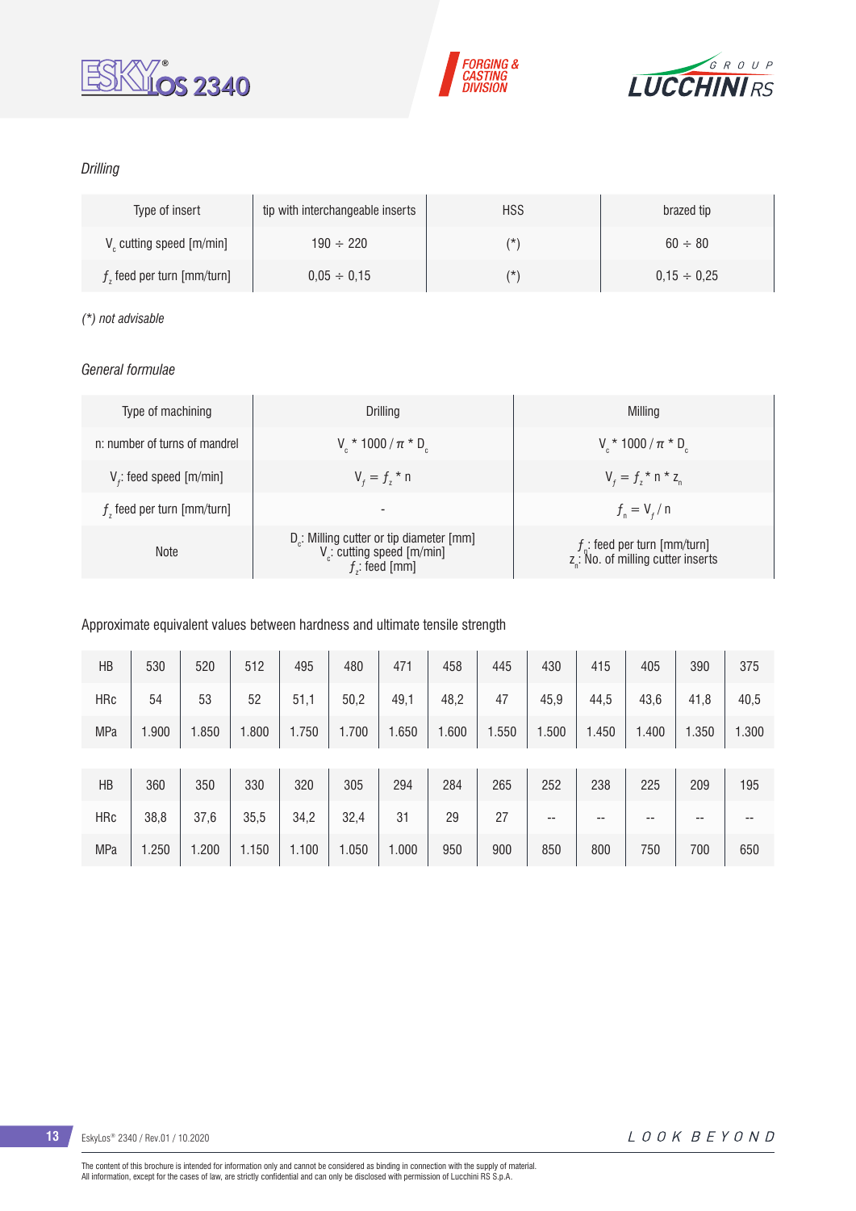*Drilling*

| Type of insert | tip with interchangeable inserts | HSS | brazed tip |
|---|---|---|---|
| $V_c$ cutting speed [m/min] | 190 ÷ 220 | (*) | 60 ÷ 80 |
| $f_z$ feed per turn [mm/turn] | 0,05 ÷ 0,15 | (*) | 0,15 ÷ 0,25 |

*(*) not advisable*

*General formulae*

| Type of machining | Drilling | Milling |
|---|---|---|
| n: number of turns of mandrel | $V_c * 1000 / \pi * D_c$ | $V_c * 1000 / \pi * D_c$ |
| $V_f$: feed speed [m/min] | $V_f = f_z * n$ | $V_f = f_z * n * z_n$ |
| $f_z$ feed per turn [mm/turn] | - | $f_n = V_f / n$ |
| Note | $D_c$: Milling cutter or tip diameter [mm]<br>$V_c$: cutting speed [m/min]<br>$f_z$: feed [mm] | $f_n$: feed per turn [mm/turn]<br>$z_n$: No. of milling cutter inserts |

Approximate equivalent values between hardness and ultimate tensile strength

| HB | 530 | 520 | 512 | 495 | 480 | 471 | 458 | 445 | 430 | 415 | 405 | 390 | 375 |
|---|---|---|---|---|---|---|---|---|---|---|---|---|---|
| HRc | 54 | 53 | 52 | 51,1 | 50,2 | 49,1 | 48,2 | 47 | 45,9 | 44,5 | 43,6 | 41,8 | 40,5 |
| MPa | 1.900 | 1.850 | 1.800 | 1.750 | 1.700 | 1.650 | 1.600 | 1.550 | 1.500 | 1.450 | 1.400 | 1.350 | 1.300 |
| HB | 360 | 350 | 330 | 320 | 305 | 294 | 284 | 265 | 252 | 238 | 225 | 209 | 195 |
| HRc | 38,8 | 37,6 | 35,5 | 34,2 | 32,4 | 31 | 29 | 27 | -- | -- | -- | -- | -- |
| MPa | 1.250 | 1.200 | 1.150 | 1.100 | 1.050 | 1.000 | 950 | 900 | 850 | 800 | 750 | 700 | 650 |

The content of this brochure is intended for information only and cannot be considered as binding in connection with the supply of material.
All information, except for the cases of law, are strictly confidential and can only be disclosed with permission of Lucchini RS S.p.A.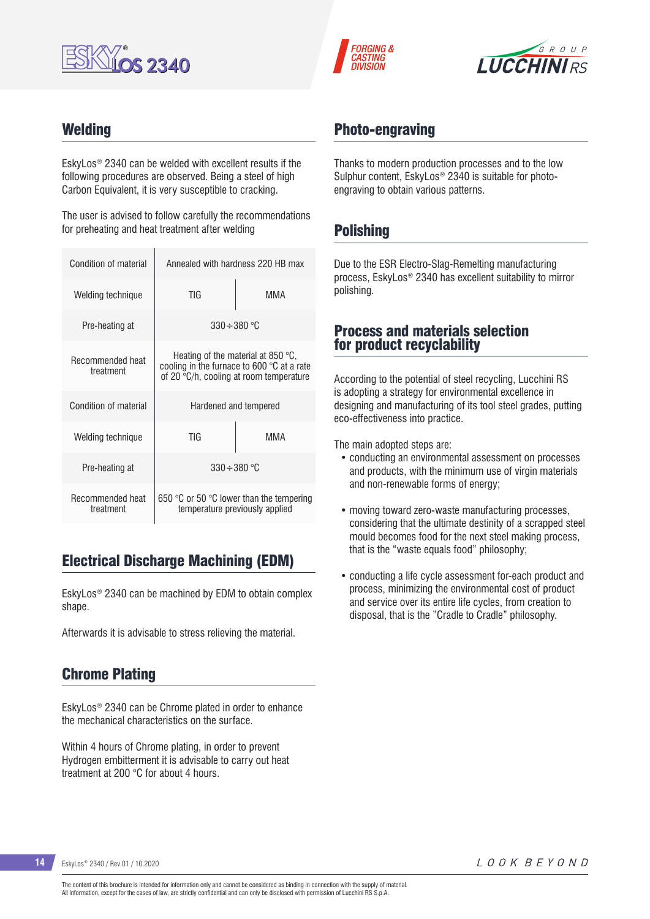## Welding

EskyLos® 2340 can be welded with excellent results if the following procedures are observed. Being a steel of high Carbon Equivalent, it is very susceptible to cracking.

The user is advised to follow carefully the recommendations for preheating and heat treatment after welding

| | | |
|---|---|---|
| Condition of material | Annealed with hardness 220 HB max | |
| Welding technique | TIG | MMA |
| Pre-heating at | 330÷380 °C | |
| Recommended heat treatment | Heating of the material at 850 °C, cooling in the furnace to 600 °C at a rate of 20 °C/h, cooling at room temperature | |
| Condition of material | Hardened and tempered | |
| Welding technique | TIG | MMA |
| Pre-heating at | 330÷380 °C | |
| Recommended heat treatment | 650 °C or 50 °C lower than the tempering temperature previously applied | |

## Electrical Discharge Machining (EDM)

EskyLos® 2340 can be machined by EDM to obtain complex shape.

Afterwards it is advisable to stress relieving the material.

## Chrome Plating

EskyLos® 2340 can be Chrome plated in order to enhance the mechanical characteristics on the surface.

Within 4 hours of Chrome plating, in order to prevent Hydrogen embitterment it is advisable to carry out heat treatment at 200 °C for about 4 hours.

## Photo-engraving

Thanks to modern production processes and to the low Sulphur content, EskyLos® 2340 is suitable for photo-engraving to obtain various patterns.

## Polishing

Due to the ESR Electro-Slag-Remelting manufacturing process, EskyLos® 2340 has excellent suitability to mirror polishing.

## Process and materials selection for product recyclability

According to the potential of steel recycling, Lucchini RS is adopting a strategy for environmental excellence in designing and manufacturing of its tool steel grades, putting eco-effectiveness into practice.

The main adopted steps are:

- conducting an environmental assessment on processes and products, with the minimum use of virgin materials and non-renewable forms of energy;
- moving toward zero-waste manufacturing processes, considering that the ultimate destinity of a scrapped steel mould becomes food for the next steel making process, that is the “waste equals food” philosophy;
- conducting a life cycle assessment for-each product and process, minimizing the environmental cost of product and service over its entire life cycles, from creation to disposal, that is the ”Cradle to Cradle” philosophy.

The content of this brochure is intended for information only and cannot be considered as binding in connection with the supply of material.
All information, except for the cases of law, are strictly confidential and can only be disclosed with permission of Lucchini RS S.p.A.